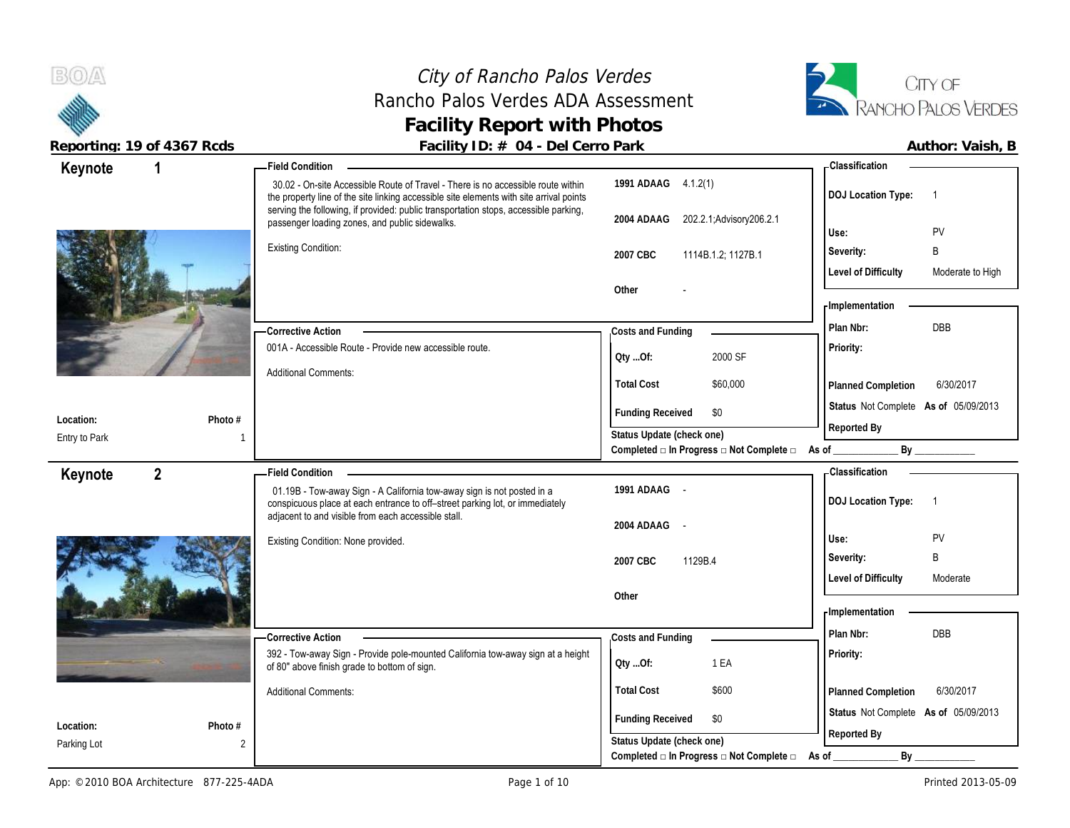# *City of Rancho Palos Verdes*

## Rancho Palos Verdes ADA Assessment

## Facility Report with Photos

**Reporting: 19 of 4367 Rcds** — **Facility ID: # 04 - Del Cerro Park** — **Author: Vaish, B**

---

## Keynote 1

**Location:** Entry to Park
**Photo #:** 1

**Field Condition**

30.02 - On-site Accessible Route of Travel - There is no accessible route within the property line of the site linking accessible site elements with site arrival points serving the following, if provided: public transportation stops, accessible parking, passenger loading zones, and public sidewalks.

Existing Condition:

| | |
|---|---|
| **1991 ADAAG** | 4.1.2(1) |
| **2004 ADAAG** | 202.2.1;Advisory206.2.1 |
| **2007 CBC** | 1114B.1.2; 1127B.1 |
| **Other** | - |

**Corrective Action**

001A - Accessible Route - Provide new accessible route.

Additional Comments:

**Costs and Funding**

| | |
|---|---|
| **Qty ...Of:** | 2000 SF |
| **Total Cost** | $60,000 |
| **Funding Received** | $0 |

**Status Update (check one)**
Completed □ In Progress □ Not Complete □ As of ____________ By ____________

**Classification**

| | |
|---|---|
| **DOJ Location Type:** | 1 |
| **Use:** | PV |
| **Severity:** | B |
| **Level of Difficulty** | Moderate to High |

**Implementation**

| | |
|---|---|
| **Plan Nbr:** | DBB |
| **Priority:** | |
| **Planned Completion** | 6/30/2017 |
| **Status** | Not Complete **As of** 05/09/2013 |
| **Reported By** | |

---

## Keynote 2

**Location:** Parking Lot
**Photo #:** 2

**Field Condition**

01.19B - Tow-away Sign - A California tow-away sign is not posted in a conspicuous place at each entrance to off–street parking lot, or immediately adjacent to and visible from each accessible stall.

Existing Condition: None provided.

| | |
|---|---|
| **1991 ADAAG** | - |
| **2004 ADAAG** | - |
| **2007 CBC** | 1129B.4 |
| **Other** | |

**Corrective Action**

392 - Tow-away Sign - Provide pole-mounted California tow-away sign at a height of 80" above finish grade to bottom of sign.

Additional Comments:

**Costs and Funding**

| | |
|---|---|
| **Qty ...Of:** | 1 EA |
| **Total Cost** | $600 |
| **Funding Received** | $0 |

**Status Update (check one)**
Completed □ In Progress □ Not Complete □ As of ____________ By ____________

**Classification**

| | |
|---|---|
| **DOJ Location Type:** | 1 |
| **Use:** | PV |
| **Severity:** | B |
| **Level of Difficulty** | Moderate |

**Implementation**

| | |
|---|---|
| **Plan Nbr:** | DBB |
| **Priority:** | |
| **Planned Completion** | 6/30/2017 |
| **Status** | Not Complete **As of** 05/09/2013 |
| **Reported By** | |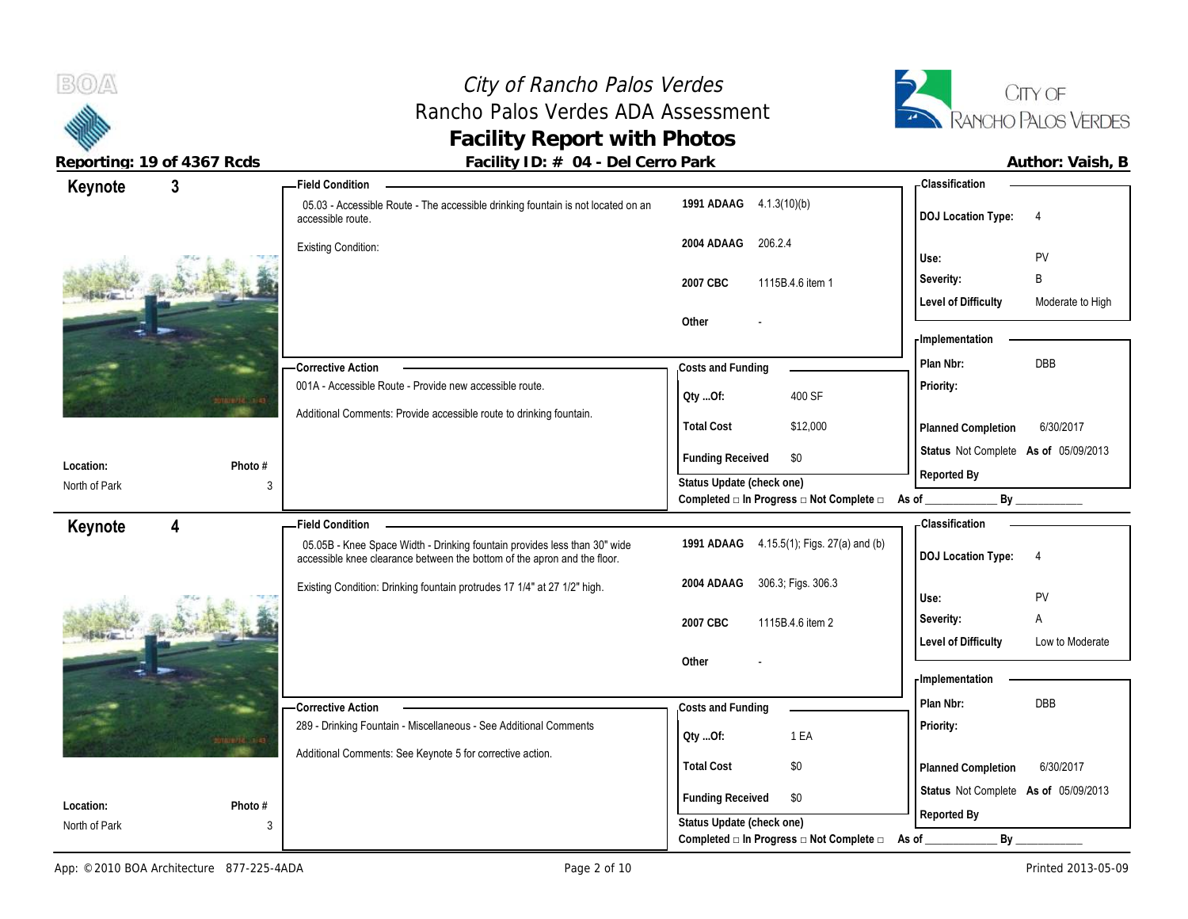# City of Rancho Palos Verdes
## Rancho Palos Verdes ADA Assessment
## Facility Report with Photos

**Reporting: 19 of 4367 Rcds** | **Facility ID: # 04 - Del Cerro Park** | **Author: Vaish, B**

---

## Keynote 3

**Field Condition**

05.03 - Accessible Route - The accessible drinking fountain is not located on an accessible route.

Existing Condition:

| Code | Reference |
|---|---|
| 1991 ADAAG | 4.1.3(10)(b) |
| 2004 ADAAG | 206.2.4 |
| 2007 CBC | 1115B.4.6 item 1 |
| Other | - |

**Classification**

| | |
|---|---|
| DOJ Location Type: | 4 |
| Use: | PV |
| Severity: | B |
| Level of Difficulty | Moderate to High |

**Corrective Action**

001A - Accessible Route - Provide new accessible route.

Additional Comments: Provide accessible route to drinking fountain.

**Costs and Funding**

| | |
|---|---|
| Qty ...Of: | 400 SF |
| Total Cost | $12,000 |
| Funding Received | $0 |

**Implementation**

| | |
|---|---|
| Plan Nbr: | DBB |
| Priority: | |
| Planned Completion | 6/30/2017 |
| Status | Not Complete As of 05/09/2013 |
| Reported By | |

**Location:** North of Park | **Photo #** 3

Status Update (check one)
Completed □ In Progress □ Not Complete □ As of ____________ By ____________

---

## Keynote 4

**Field Condition**

05.05B - Knee Space Width - Drinking fountain provides less than 30" wide accessible knee clearance between the bottom of the apron and the floor.

Existing Condition: Drinking fountain protrudes 17 1/4" at 27 1/2" high.

| Code | Reference |
|---|---|
| 1991 ADAAG | 4.15.5(1); Figs. 27(a) and (b) |
| 2004 ADAAG | 306.3; Figs. 306.3 |
| 2007 CBC | 1115B.4.6 item 2 |
| Other | - |

**Classification**

| | |
|---|---|
| DOJ Location Type: | 4 |
| Use: | PV |
| Severity: | A |
| Level of Difficulty | Low to Moderate |

**Corrective Action**

289 - Drinking Fountain - Miscellaneous - See Additional Comments

Additional Comments: See Keynote 5 for corrective action.

**Costs and Funding**

| | |
|---|---|
| Qty ...Of: | 1 EA |
| Total Cost | $0 |
| Funding Received | $0 |

**Implementation**

| | |
|---|---|
| Plan Nbr: | DBB |
| Priority: | |
| Planned Completion | 6/30/2017 |
| Status | Not Complete As of 05/09/2013 |
| Reported By | |

**Location:** North of Park | **Photo #** 3

Status Update (check one)
Completed □ In Progress □ Not Complete □ As of ____________ By ____________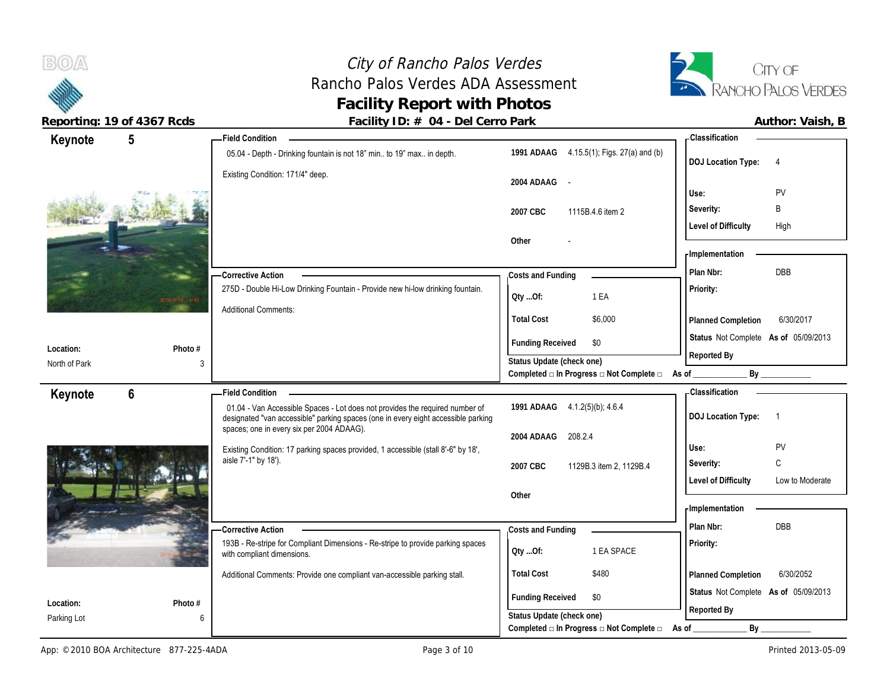# City of Rancho Palos Verdes
## Rancho Palos Verdes ADA Assessment
## Facility Report with Photos

**Reporting: 19 of 4367 Rcds**

**Facility ID: # 04 - Del Cerro Park**

**Author: Vaish, B**

---

## Keynote 5

**Location:** North of Park
**Photo #:** 3

**Field Condition**

05.04 - Depth - Drinking fountain is not 18" min.. to 19" max.. in depth.

Existing Condition: 171/4" deep.

| | |
|---|---|
| **1991 ADAAG** | 4.15.5(1); Figs. 27(a) and (b) |
| **2004 ADAAG** | - |
| **2007 CBC** | 1115B.4.6 item 2 |
| **Other** | - |

**Classification**

| | |
|---|---|
| **DOJ Location Type:** | 4 |
| **Use:** | PV |
| **Severity:** | B |
| **Level of Difficulty** | High |

**Corrective Action**

275D - Double Hi-Low Drinking Fountain - Provide new hi-low drinking fountain.

Additional Comments:

**Costs and Funding**

| | |
|---|---|
| **Qty ...Of:** | 1 EA |
| **Total Cost** | $6,000 |
| **Funding Received** | $0 |

**Status Update (check one)**
Completed □ In Progress □ Not Complete □ As of ____________ By ____________

**Implementation**

| | |
|---|---|
| **Plan Nbr:** | DBB |
| **Priority:** | |
| **Planned Completion** | 6/30/2017 |
| **Status** | Not Complete **As of** 05/09/2013 |
| **Reported By** | |

---

## Keynote 6

**Location:** Parking Lot
**Photo #:** 6

**Field Condition**

01.04 - Van Accessible Spaces - Lot does not provides the required number of designated "van accessible" parking spaces (one in every eight accessible parking spaces; one in every six per 2004 ADAAG).

Existing Condition: 17 parking spaces provided, 1 accessible (stall 8'-6" by 18', aisle 7'-1" by 18').

| | |
|---|---|
| **1991 ADAAG** | 4.1.2(5)(b); 4.6.4 |
| **2004 ADAAG** | 208.2.4 |
| **2007 CBC** | 1129B.3 item 2, 1129B.4 |
| **Other** | |

**Classification**

| | |
|---|---|
| **DOJ Location Type:** | 1 |
| **Use:** | PV |
| **Severity:** | C |
| **Level of Difficulty** | Low to Moderate |

**Corrective Action**

193B - Re-stripe for Compliant Dimensions - Re-stripe to provide parking spaces with compliant dimensions.

Additional Comments: Provide one compliant van-accessible parking stall.

**Costs and Funding**

| | |
|---|---|
| **Qty ...Of:** | 1 EA SPACE |
| **Total Cost** | $480 |
| **Funding Received** | $0 |

**Status Update (check one)**
Completed □ In Progress □ Not Complete □ As of ____________ By ____________

**Implementation**

| | |
|---|---|
| **Plan Nbr:** | DBB |
| **Priority:** | |
| **Planned Completion** | 6/30/2052 |
| **Status** | Not Complete **As of** 05/09/2013 |
| **Reported By** | |

---

App: © 2010 BOA Architecture 877-225-4ADA    Printed 2013-05-09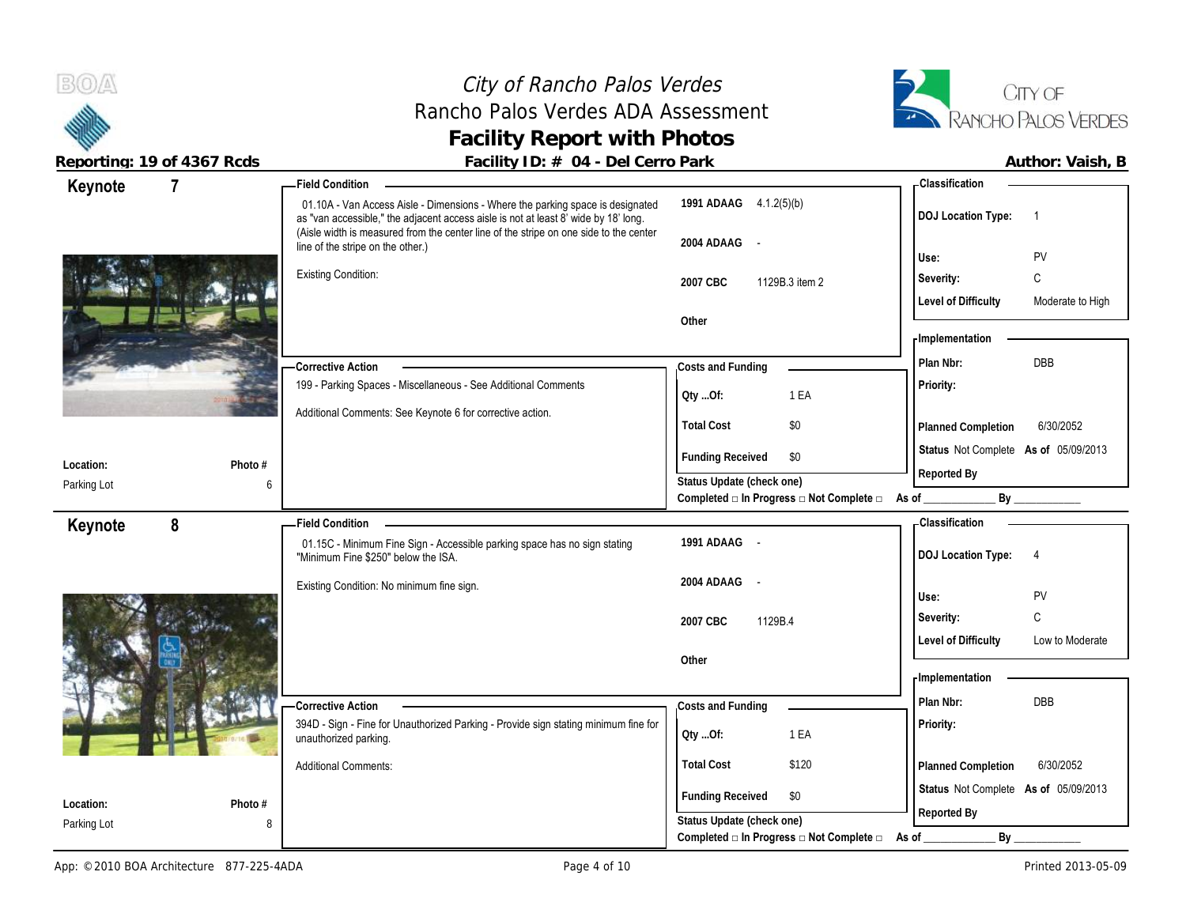# City of Rancho Palos Verdes
## Rancho Palos Verdes ADA Assessment
## Facility Report with Photos

**Reporting: 19 of 4367 Rcds** | **Facility ID: # 04 - Del Cerro Park** | **Author: Vaish, B**

---

## Keynote 7

**Location:** Parking Lot
**Photo #:** 6

### Field Condition

01.10A - Van Access Aisle - Dimensions - Where the parking space is designated as "van accessible," the adjacent access aisle is not at least 8' wide by 18' long. (Aisle width is measured from the center line of the stripe on one side to the center line of the stripe on the other.)

Existing Condition:

| | |
|---|---|
| **1991 ADAAG** | 4.1.2(5)(b) |
| **2004 ADAAG** | - |
| **2007 CBC** | 1129B.3 item 2 |
| **Other** | |

### Corrective Action

199 - Parking Spaces - Miscellaneous - See Additional Comments

Additional Comments: See Keynote 6 for corrective action.

### Costs and Funding

| | |
|---|---|
| **Qty ...Of:** | 1 EA |
| **Total Cost** | $0 |
| **Funding Received** | $0 |

**Status Update (check one)**
Completed □ In Progress □ Not Complete □ As of ____________ By ____________

### Classification

| | |
|---|---|
| **DOJ Location Type:** | 1 |
| **Use:** | PV |
| **Severity:** | C |
| **Level of Difficulty** | Moderate to High |

### Implementation

| | |
|---|---|
| **Plan Nbr:** | DBB |
| **Priority:** | |
| **Planned Completion** | 6/30/2052 |
| **Status** | Not Complete **As of** 05/09/2013 |
| **Reported By** | |

---

## Keynote 8

**Location:** Parking Lot
**Photo #:** 8

### Field Condition

01.15C - Minimum Fine Sign - Accessible parking space has no sign stating "Minimum Fine $250" below the ISA.

Existing Condition: No minimum fine sign.

| | |
|---|---|
| **1991 ADAAG** | - |
| **2004 ADAAG** | - |
| **2007 CBC** | 1129B.4 |
| **Other** | |

### Corrective Action

394D - Sign - Fine for Unauthorized Parking - Provide sign stating minimum fine for unauthorized parking.

Additional Comments:

### Costs and Funding

| | |
|---|---|
| **Qty ...Of:** | 1 EA |
| **Total Cost** | $120 |
| **Funding Received** | $0 |

**Status Update (check one)**
Completed □ In Progress □ Not Complete □ As of ____________ By ____________

### Classification

| | |
|---|---|
| **DOJ Location Type:** | 4 |
| **Use:** | PV |
| **Severity:** | C |
| **Level of Difficulty** | Low to Moderate |

### Implementation

| | |
|---|---|
| **Plan Nbr:** | DBB |
| **Priority:** | |
| **Planned Completion** | 6/30/2052 |
| **Status** | Not Complete **As of** 05/09/2013 |
| **Reported By** | |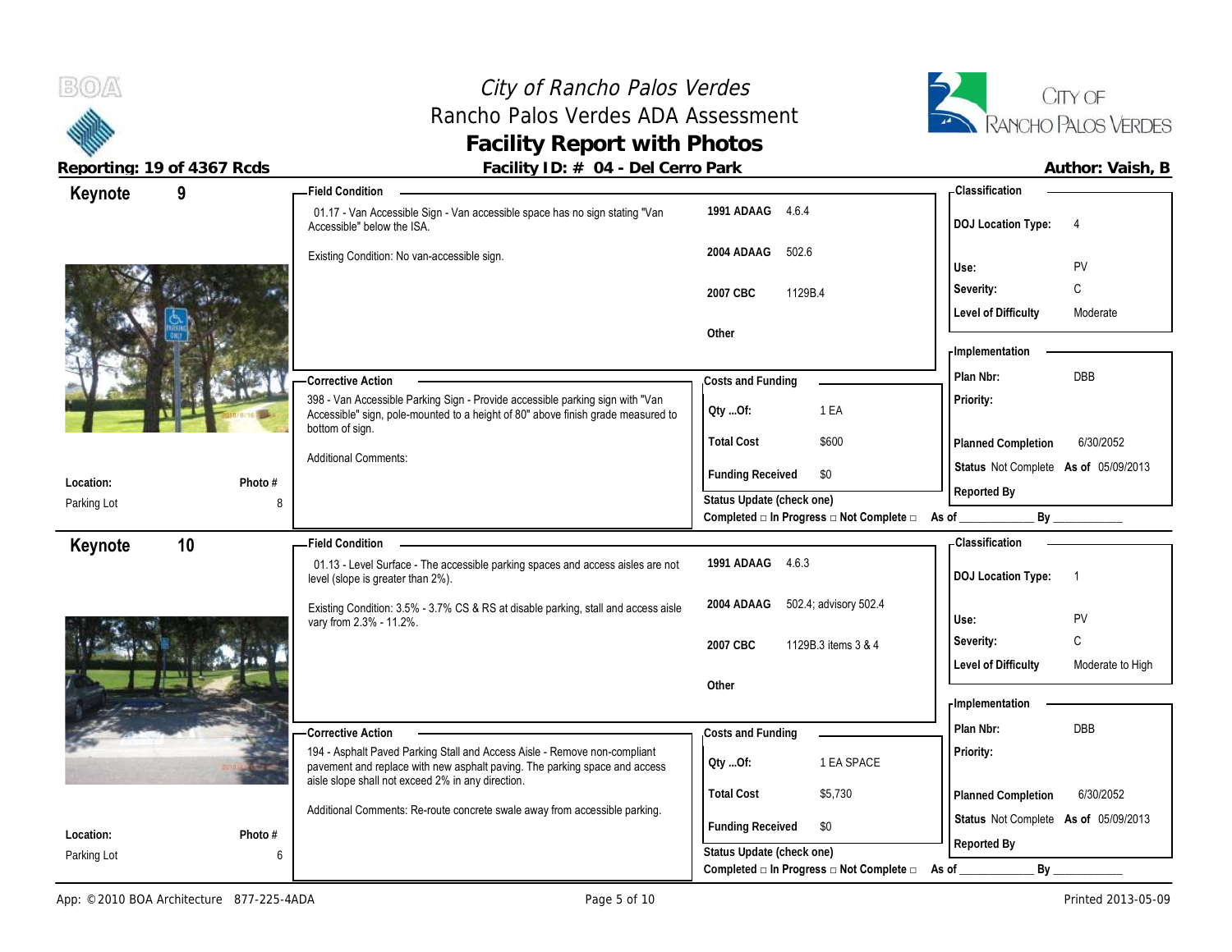# City of Rancho Palos Verdes
## Rancho Palos Verdes ADA Assessment
## Facility Report with Photos

**Reporting: 19 of 4367 Rcds** | **Facility ID: # 04 - Del Cerro Park** | **Author: Vaish, B**

---

### Keynote 9

**Location:** Parking Lot
**Photo #:** 8

**Field Condition**

01.17 - Van Accessible Sign - Van accessible space has no sign stating "Van Accessible" below the ISA.

Existing Condition: No van-accessible sign.

| Code | Section |
|---|---|
| 1991 ADAAG | 4.6.4 |
| 2004 ADAAG | 502.6 |
| 2007 CBC | 1129B.4 |
| Other | |

**Classification**

| | |
|---|---|
| DOJ Location Type: | 4 |
| Use: | PV |
| Severity: | C |
| Level of Difficulty | Moderate |

**Corrective Action**

398 - Van Accessible Parking Sign - Provide accessible parking sign with "Van Accessible" sign, pole-mounted to a height of 80" above finish grade measured to bottom of sign.

Additional Comments:

**Costs and Funding**

| | |
|---|---|
| Qty ...Of: | 1 EA |
| Total Cost | $600 |
| Funding Received | $0 |

Status Update (check one)
Completed □ In Progress □ Not Complete □ As of ____________ By ____________

**Implementation**

| | |
|---|---|
| Plan Nbr: | DBB |
| Priority: | |
| Planned Completion | 6/30/2052 |
| Status | Not Complete As of 05/09/2013 |
| Reported By | |

---

### Keynote 10

**Location:** Parking Lot
**Photo #:** 6

**Field Condition**

01.13 - Level Surface - The accessible parking spaces and access aisles are not level (slope is greater than 2%).

Existing Condition: 3.5% - 3.7% CS & RS at disable parking, stall and access aisle vary from 2.3% - 11.2%.

| Code | Section |
|---|---|
| 1991 ADAAG | 4.6.3 |
| 2004 ADAAG | 502.4; advisory 502.4 |
| 2007 CBC | 1129B.3 items 3 & 4 |
| Other | |

**Classification**

| | |
|---|---|
| DOJ Location Type: | 1 |
| Use: | PV |
| Severity: | C |
| Level of Difficulty | Moderate to High |

**Corrective Action**

194 - Asphalt Paved Parking Stall and Access Aisle - Remove non-compliant pavement and replace with new asphalt paving. The parking space and access aisle slope shall not exceed 2% in any direction.

Additional Comments: Re-route concrete swale away from accessible parking.

**Costs and Funding**

| | |
|---|---|
| Qty ...Of: | 1 EA SPACE |
| Total Cost | $5,730 |
| Funding Received | $0 |

Status Update (check one)
Completed □ In Progress □ Not Complete □ As of ____________ By ____________

**Implementation**

| | |
|---|---|
| Plan Nbr: | DBB |
| Priority: | |
| Planned Completion | 6/30/2052 |
| Status | Not Complete As of 05/09/2013 |
| Reported By | |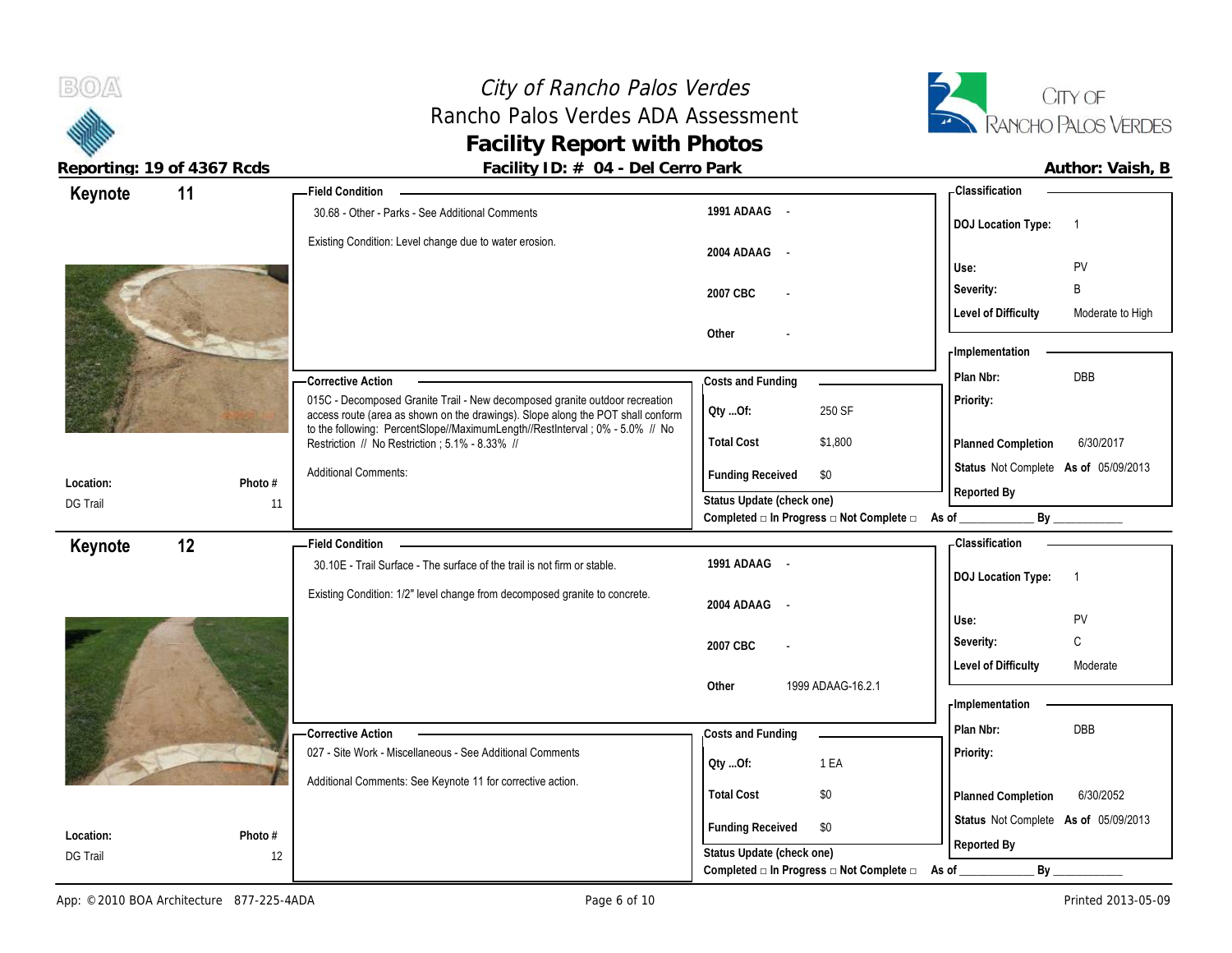# City of Rancho Palos Verdes
## Rancho Palos Verdes ADA Assessment
## Facility Report with Photos

**Reporting: 19 of 4367 Rcds** | **Facility ID: # 04 - Del Cerro Park** | **Author: Vaish, B**

---

## Keynote 11

**Location:** DG Trail
**Photo #** 11

**Field Condition**

30.68 - Other - Parks - See Additional Comments

Existing Condition: Level change due to water erosion.

| | |
|---|---|
| 1991 ADAAG | - |
| 2004 ADAAG | - |
| 2007 CBC | - |
| Other | - |

**Corrective Action**

015C - Decomposed Granite Trail - New decomposed granite outdoor recreation access route (area as shown on the drawings). Slope along the POT shall conform to the following: PercentSlope//MaximumLength//RestInterval ; 0% - 5.0% // No Restriction // No Restriction ; 5.1% - 8.33% //

Additional Comments:

**Costs and Funding**

| | |
|---|---|
| Qty ...Of: | 250 SF |
| Total Cost | $1,800 |
| Funding Received | $0 |

Status Update (check one)
Completed □ In Progress □ Not Complete □ As of ____________ By ____________

**Classification**

| | |
|---|---|
| DOJ Location Type: | 1 |
| Use: | PV |
| Severity: | B |
| Level of Difficulty | Moderate to High |

**Implementation**

| | |
|---|---|
| Plan Nbr: | DBB |
| Priority: | |
| Planned Completion | 6/30/2017 |
| Status | Not Complete As of 05/09/2013 |
| Reported By | |

---

## Keynote 12

**Location:** DG Trail
**Photo #** 12

**Field Condition**

30.10E - Trail Surface - The surface of the trail is not firm or stable.

Existing Condition: 1/2" level change from decomposed granite to concrete.

| | |
|---|---|
| 1991 ADAAG | - |
| 2004 ADAAG | - |
| 2007 CBC | - |
| Other | 1999 ADAAG-16.2.1 |

**Corrective Action**

027 - Site Work - Miscellaneous - See Additional Comments

Additional Comments: See Keynote 11 for corrective action.

**Costs and Funding**

| | |
|---|---|
| Qty ...Of: | 1 EA |
| Total Cost | $0 |
| Funding Received | $0 |

Status Update (check one)
Completed □ In Progress □ Not Complete □ As of ____________ By ____________

**Classification**

| | |
|---|---|
| DOJ Location Type: | 1 |
| Use: | PV |
| Severity: | C |
| Level of Difficulty | Moderate |

**Implementation**

| | |
|---|---|
| Plan Nbr: | DBB |
| Priority: | |
| Planned Completion | 6/30/2052 |
| Status | Not Complete As of 05/09/2013 |
| Reported By | |

App: © 2010 BOA Architecture 877-225-4ADA | Printed 2013-05-09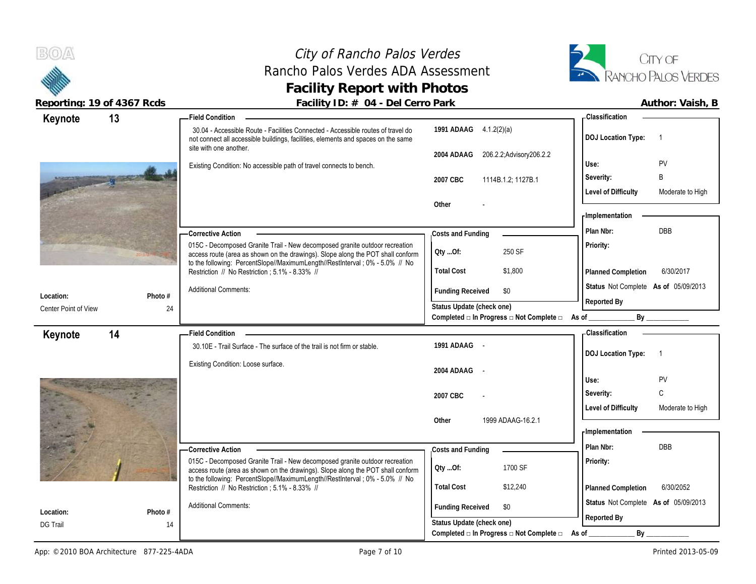# City of Rancho Palos Verdes
## Rancho Palos Verdes ADA Assessment
## Facility Report with Photos

**Reporting: 19 of 4367 Rcds** | **Facility ID: # 04 - Del Cerro Park** | **Author: Vaish, B**

---

## Keynote 13

**Location:** Center Point of View
**Photo #:** 24

**Field Condition**

30.04 - Accessible Route - Facilities Connected - Accessible routes of travel do not connect all accessible buildings, facilities, elements and spaces on the same site with one another.

Existing Condition: No accessible path of travel connects to bench.

| | |
|---|---|
| 1991 ADAAG | 4.1.2(2)(a) |
| 2004 ADAAG | 206.2.2;Advisory206.2.2 |
| 2007 CBC | 1114B.1.2; 1127B.1 |
| Other | - |

**Classification**

| | |
|---|---|
| DOJ Location Type: | 1 |
| Use: | PV |
| Severity: | B |
| Level of Difficulty | Moderate to High |

**Corrective Action**

015C - Decomposed Granite Trail - New decomposed granite outdoor recreation access route (area as shown on the drawings). Slope along the POT shall conform to the following: PercentSlope//MaximumLength//RestInterval ; 0% - 5.0% // No Restriction // No Restriction ; 5.1% - 8.33% //

Additional Comments:

**Costs and Funding**

| | |
|---|---|
| Qty ...Of: | 250 SF |
| Total Cost | $1,800 |
| Funding Received | $0 |

Status Update (check one)
Completed □ In Progress □ Not Complete □ As of ____________ By ____________

**Implementation**

| | |
|---|---|
| Plan Nbr: | DBB |
| Priority: | |
| Planned Completion | 6/30/2017 |
| Status | Not Complete As of 05/09/2013 |
| Reported By | |

---

## Keynote 14

**Location:** DG Trail
**Photo #:** 14

**Field Condition**

30.10E - Trail Surface - The surface of the trail is not firm or stable.

Existing Condition: Loose surface.

| | |
|---|---|
| 1991 ADAAG | - |
| 2004 ADAAG | - |
| 2007 CBC | - |
| Other | 1999 ADAAG-16.2.1 |

**Classification**

| | |
|---|---|
| DOJ Location Type: | 1 |
| Use: | PV |
| Severity: | C |
| Level of Difficulty | Moderate to High |

**Corrective Action**

015C - Decomposed Granite Trail - New decomposed granite outdoor recreation access route (area as shown on the drawings). Slope along the POT shall conform to the following: PercentSlope//MaximumLength//RestInterval ; 0% - 5.0% // No Restriction // No Restriction ; 5.1% - 8.33% //

Additional Comments:

**Costs and Funding**

| | |
|---|---|
| Qty ...Of: | 1700 SF |
| Total Cost | $12,240 |
| Funding Received | $0 |

Status Update (check one)
Completed □ In Progress □ Not Complete □ As of ____________ By ____________

**Implementation**

| | |
|---|---|
| Plan Nbr: | DBB |
| Priority: | |
| Planned Completion | 6/30/2052 |
| Status | Not Complete As of 05/09/2013 |
| Reported By | |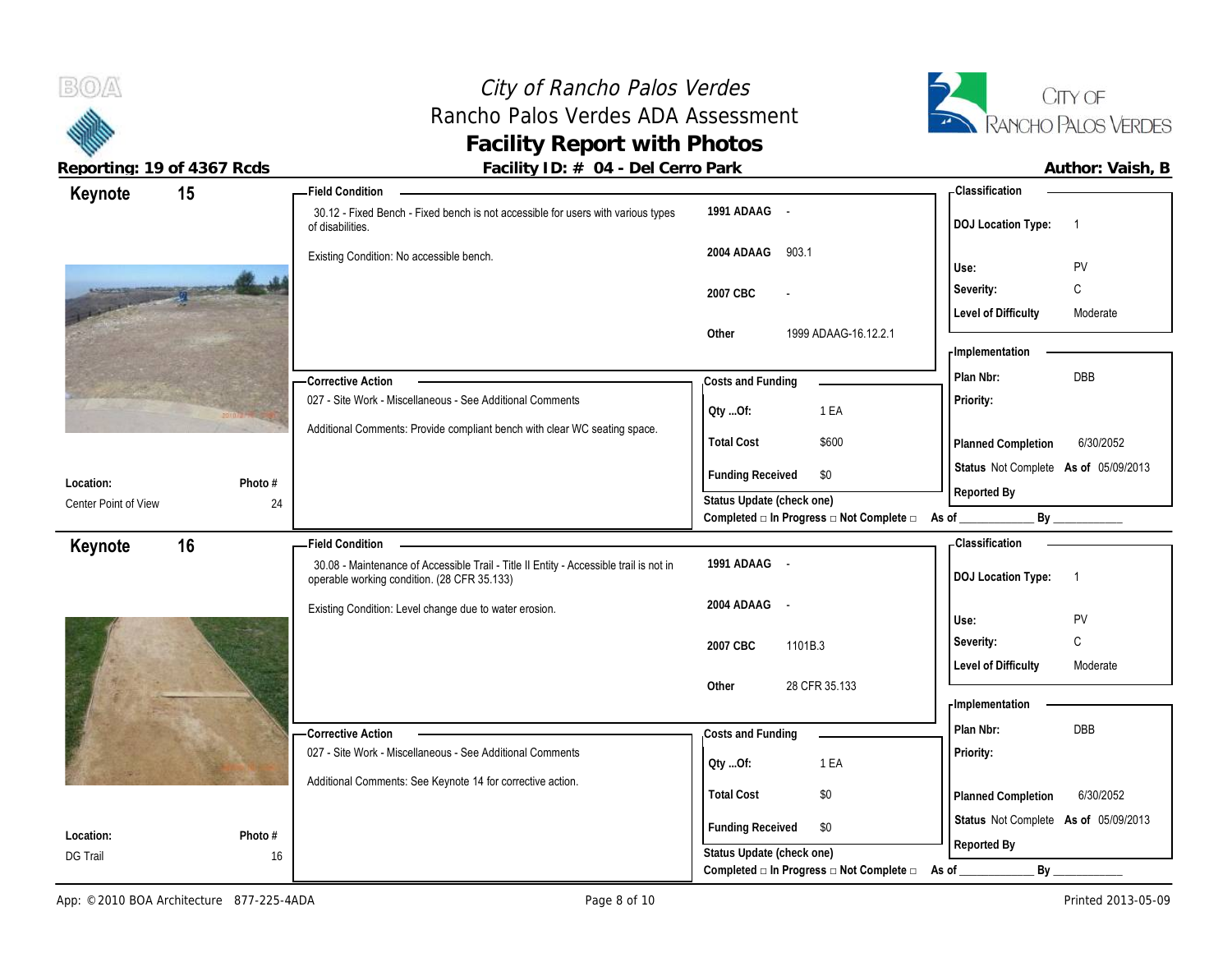# City of Rancho Palos Verdes
## Rancho Palos Verdes ADA Assessment
## Facility Report with Photos

**Reporting: 19 of 4367 Rcds** | **Facility ID: # 04 - Del Cerro Park** | **Author: Vaish, B**

---

## Keynote 15

**Location:** Center Point of View
**Photo #:** 24

**Field Condition**

30.12 - Fixed Bench - Fixed bench is not accessible for users with various types of disabilities.

Existing Condition: No accessible bench.

| | |
|---|---|
| 1991 ADAAG | - |
| 2004 ADAAG | 903.1 |
| 2007 CBC | - |
| Other | 1999 ADAAG-16.12.2.1 |

**Corrective Action**

027 - Site Work - Miscellaneous - See Additional Comments

Additional Comments: Provide compliant bench with clear WC seating space.

**Costs and Funding**

| | |
|---|---|
| Qty ...Of: | 1 EA |
| Total Cost | $600 |
| Funding Received | $0 |

Status Update (check one)
Completed □ In Progress □ Not Complete □ As of ____________ By ____________

**Classification**

| | |
|---|---|
| DOJ Location Type: | 1 |
| Use: | PV |
| Severity: | C |
| Level of Difficulty | Moderate |

**Implementation**

| | |
|---|---|
| Plan Nbr: | DBB |
| Priority: | |
| Planned Completion | 6/30/2052 |
| Status | Not Complete As of 05/09/2013 |
| Reported By | |

---

## Keynote 16

**Location:** DG Trail
**Photo #:** 16

**Field Condition**

30.08 - Maintenance of Accessible Trail - Title II Entity - Accessible trail is not in operable working condition. (28 CFR 35.133)

Existing Condition: Level change due to water erosion.

| | |
|---|---|
| 1991 ADAAG | - |
| 2004 ADAAG | - |
| 2007 CBC | 1101B.3 |
| Other | 28 CFR 35.133 |

**Corrective Action**

027 - Site Work - Miscellaneous - See Additional Comments

Additional Comments: See Keynote 14 for corrective action.

**Costs and Funding**

| | |
|---|---|
| Qty ...Of: | 1 EA |
| Total Cost | $0 |
| Funding Received | $0 |

Status Update (check one)
Completed □ In Progress □ Not Complete □ As of ____________ By ____________

**Classification**

| | |
|---|---|
| DOJ Location Type: | 1 |
| Use: | PV |
| Severity: | C |
| Level of Difficulty | Moderate |

**Implementation**

| | |
|---|---|
| Plan Nbr: | DBB |
| Priority: | |
| Planned Completion | 6/30/2052 |
| Status | Not Complete As of 05/09/2013 |
| Reported By | |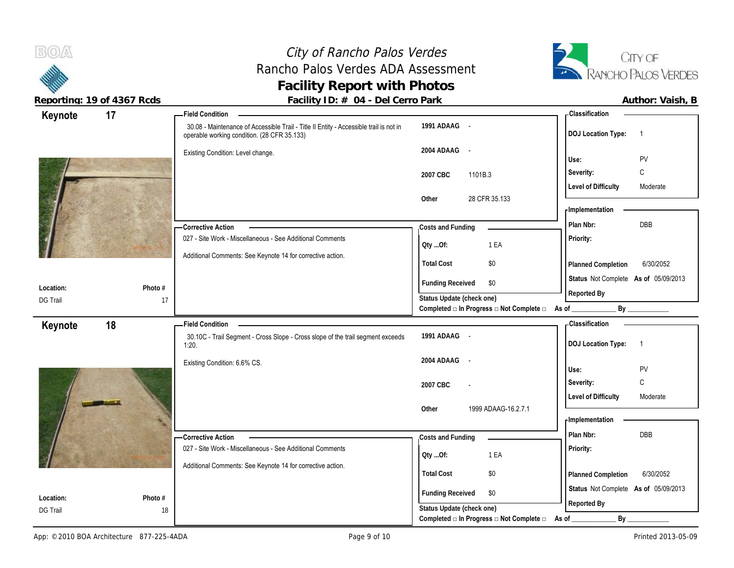# City of Rancho Palos Verdes
## Rancho Palos Verdes ADA Assessment
## Facility Report with Photos

**Reporting: 19 of 4367 Rcds** — **Facility ID: # 04 - Del Cerro Park** — **Author: Vaish, B**

---

## Keynote 17

**Location:** DG Trail
**Photo #** 17

**Field Condition**

30.08 - Maintenance of Accessible Trail - Title II Entity - Accessible trail is not in operable working condition. (28 CFR 35.133)

Existing Condition: Level change.

| | |
|---|---|
| 1991 ADAAG | - |
| 2004 ADAAG | - |
| 2007 CBC | 1101B.3 |
| Other | 28 CFR 35.133 |

**Corrective Action**

027 - Site Work - Miscellaneous - See Additional Comments

Additional Comments: See Keynote 14 for corrective action.

**Costs and Funding**

| | |
|---|---|
| Qty ...Of: | 1 EA |
| Total Cost | $0 |
| Funding Received | $0 |

Status Update (check one)
Completed □ In Progress □ Not Complete □ As of ____________ By ____________

**Classification**

| | |
|---|---|
| DOJ Location Type: | 1 |
| Use: | PV |
| Severity: | C |
| Level of Difficulty | Moderate |

**Implementation**

| | |
|---|---|
| Plan Nbr: | DBB |
| Priority: | |
| Planned Completion | 6/30/2052 |
| Status | Not Complete As of 05/09/2013 |
| Reported By | |

---

## Keynote 18

**Location:** DG Trail
**Photo #** 18

**Field Condition**

30.10C - Trail Segment - Cross Slope - Cross slope of the trail segment exceeds 1:20.

Existing Condition: 6.6% CS.

| | |
|---|---|
| 1991 ADAAG | - |
| 2004 ADAAG | - |
| 2007 CBC | - |
| Other | 1999 ADAAG-16.2.7.1 |

**Corrective Action**

027 - Site Work - Miscellaneous - See Additional Comments

Additional Comments: See Keynote 14 for corrective action.

**Costs and Funding**

| | |
|---|---|
| Qty ...Of: | 1 EA |
| Total Cost | $0 |
| Funding Received | $0 |

Status Update (check one)
Completed □ In Progress □ Not Complete □ As of ____________ By ____________

**Classification**

| | |
|---|---|
| DOJ Location Type: | 1 |
| Use: | PV |
| Severity: | C |
| Level of Difficulty | Moderate |

**Implementation**

| | |
|---|---|
| Plan Nbr: | DBB |
| Priority: | |
| Planned Completion | 6/30/2052 |
| Status | Not Complete As of 05/09/2013 |
| Reported By | |

App: © 2010 BOA Architecture 877-225-4ADA — Printed 2013-05-09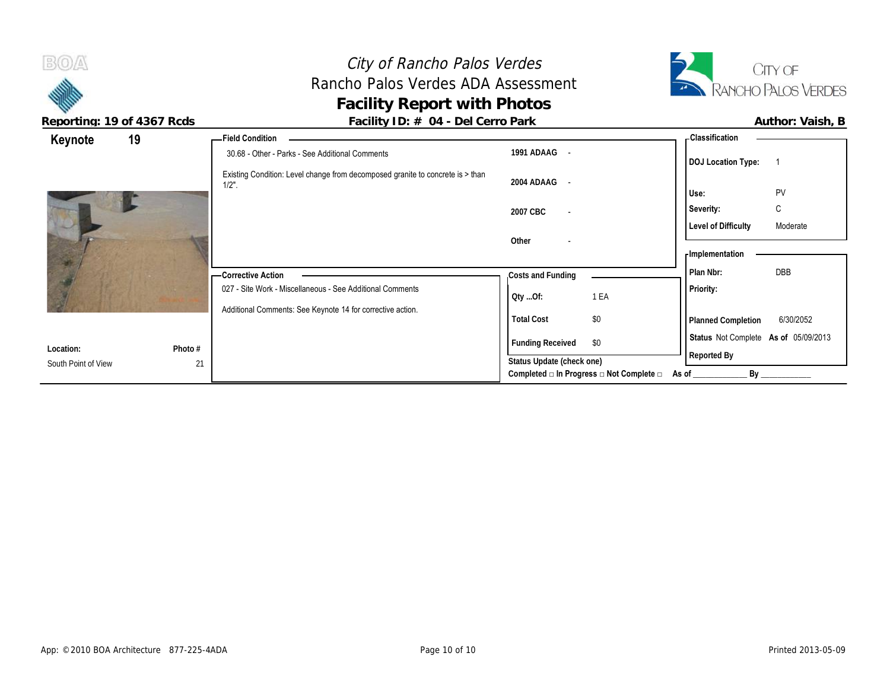# City of Rancho Palos Verdes
## Rancho Palos Verdes ADA Assessment
## Facility Report with Photos

**Reporting: 19 of 4367 Rcds** | **Facility ID: # 04 - Del Cerro Park** | **Author: Vaish, B**

**Keynote 19**

**Field Condition**

30.68 - Other - Parks - See Additional Comments

Existing Condition: Level change from decomposed granite to concrete is > than 1/2".

| | |
|---|---|
| 1991 ADAAG | - |
| 2004 ADAAG | - |
| 2007 CBC | - |
| Other | - |

**Classification**

| | |
|---|---|
| DOJ Location Type: | 1 |
| Use: | PV |
| Severity: | C |
| Level of Difficulty | Moderate |

**Corrective Action**

027 - Site Work - Miscellaneous - See Additional Comments

Additional Comments: See Keynote 14 for corrective action.

**Costs and Funding**

| | |
|---|---|
| Qty ...Of: | 1 EA |
| Total Cost | $0 |
| Funding Received | $0 |

**Implementation**

| | |
|---|---|
| Plan Nbr: | DBB |
| Priority: | |
| Planned Completion | 6/30/2052 |
| Status | Not Complete As of 05/09/2013 |
| Reported By | |

**Location:** South Point of View

**Photo #** 21

Status Update (check one)

Completed □ In Progress □ Not Complete □ As of ____________ By ____________

App: © 2010 BOA Architecture 877-225-4ADA

Printed 2013-05-09